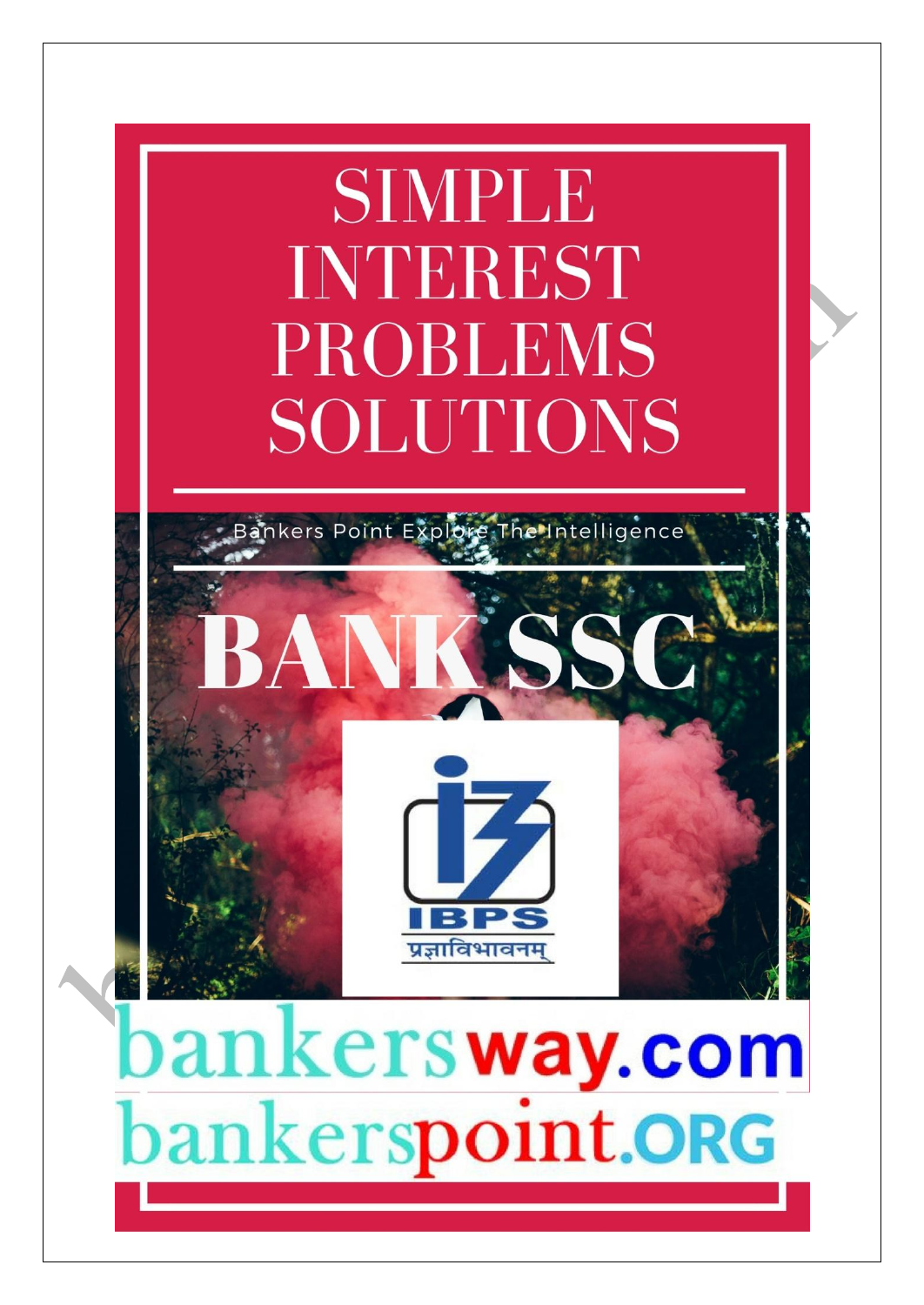# SIMPLE INTEREST PROBLEMS SOLUTIONS

Bankers Point Explore The Intelligence

# BANK SSC

IBPS

प्रज्ञाविभावनम्

bankersway.com

bankerspoint.ORG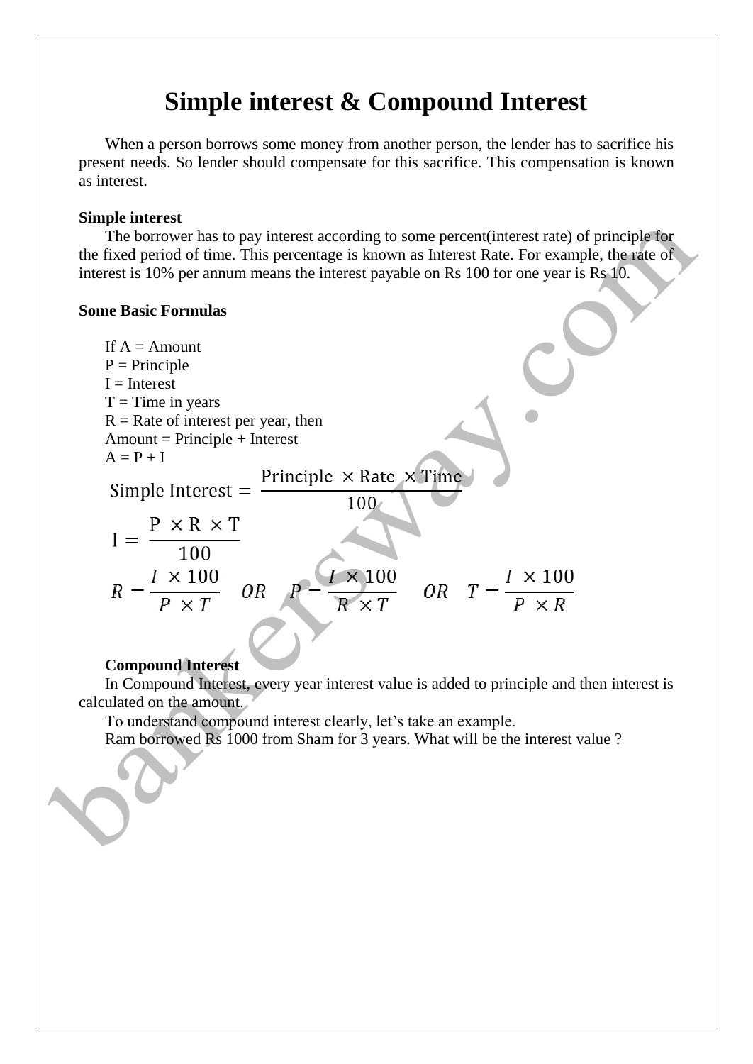# Simple interest & Compound Interest

When a person borrows some money from another person, the lender has to sacrifice his present needs. So lender should compensate for this sacrifice. This compensation is known as interest.

**Simple interest**

The borrower has to pay interest according to some percent(interest rate) of principle for the fixed period of time. This percentage is known as Interest Rate. For example, the rate of interest is 10% per annum means the interest payable on Rs 100 for one year is Rs 10.

**Some Basic Formulas**

If A = Amount
P = Principle
I = Interest
T = Time in years
R = Rate of interest per year, then
Amount = Principle + Interest
A = P + I

$$\text{Simple Interest} = \frac{\text{Principle} \times \text{Rate} \times \text{Time}}{100}$$

$$\mathrm{I} = \frac{\mathrm{P} \times \mathrm{R} \times \mathrm{T}}{100}$$

$$R = \frac{I \times 100}{P \times T} \quad OR \quad P = \frac{I \times 100}{R \times T} \quad OR \quad T = \frac{I \times 100}{P \times R}$$

**Compound Interest**

In Compound Interest, every year interest value is added to principle and then interest is calculated on the amount.

To understand compound interest clearly, let's take an example.

Ram borrowed Rs 1000 from Sham for 3 years. What will be the interest value ?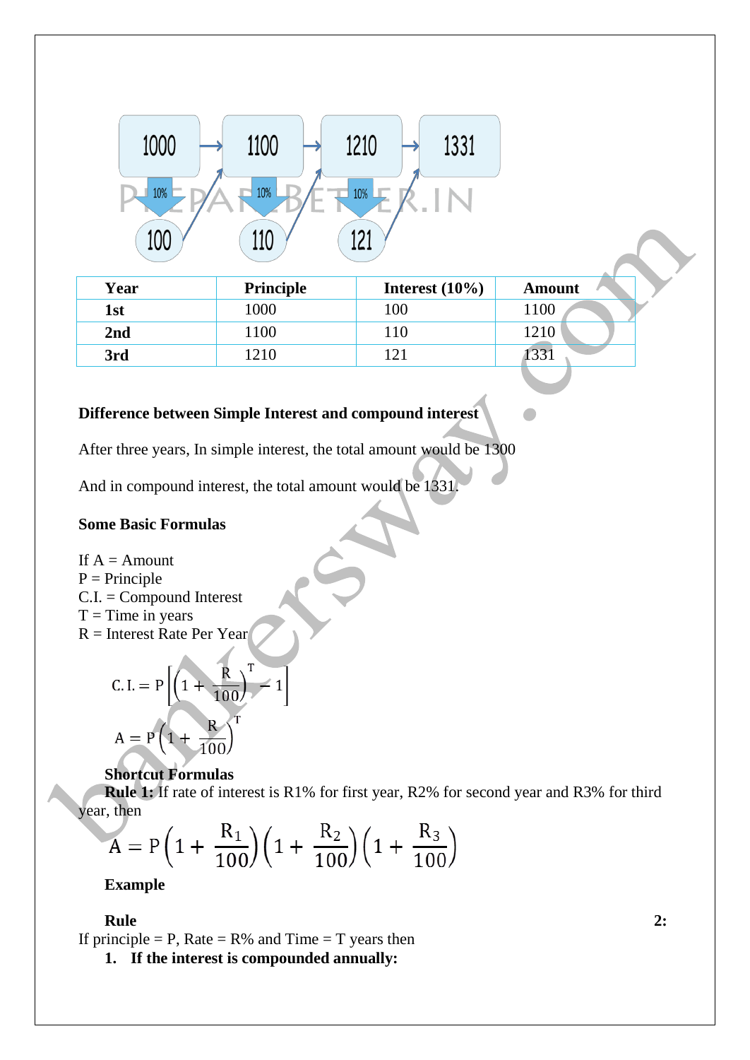| Year | Principle | Interest (10%) | Amount |
|---|---|---|---|
| 1st | 1000 | 100 | 1100 |
| 2nd | 1100 | 110 | 1210 |
| 3rd | 1210 | 121 | 1331 |

**Difference between Simple Interest and compound interest**

After three years, In simple interest, the total amount would be 1300

And in compound interest, the total amount would be 1331.

**Some Basic Formulas**

If A = Amount
P = Principle
C.I. = Compound Interest
T = Time in years
R = Interest Rate Per Year

$$C.I. = P\left[\left(1 + \frac{R}{100}\right)^{T} - 1\right]$$

$$A = P\left(1 + \frac{R}{100}\right)^{T}$$

**Shortcut Formulas**

**Rule 1:** If rate of interest is R1% for first year, R2% for second year and R3% for third year, then

$$A = P\left(1 + \frac{R_1}{100}\right)\left(1 + \frac{R_2}{100}\right)\left(1 + \frac{R_3}{100}\right)$$

**Example**

**Rule 2:**

If principle = P, Rate = R% and Time = T years then

1. **If the interest is compounded annually:**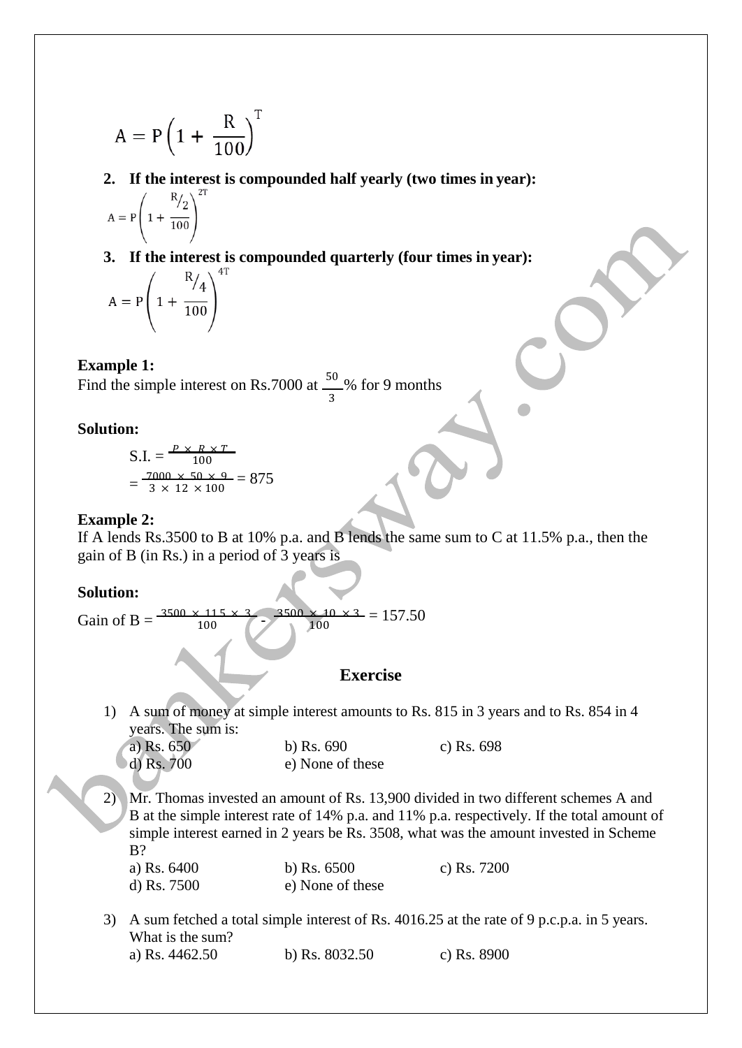$$A = P\left(1 + \frac{R}{100}\right)^T$$

2. **If the interest is compounded half yearly (two times in year):**

$$A = P\left(1 + \frac{R/2}{100}\right)^{2T}$$

3. **If the interest is compounded quarterly (four times in year):**

$$A = P\left(1 + \frac{R/4}{100}\right)^{4T}$$

**Example 1:**

Find the simple interest on Rs.7000 at $\frac{50}{3}$% for 9 months

**Solution:**

$$S.I. = \frac{P \times R \times T}{100}$$

$$= \frac{7000 \times 50 \times 9}{3 \times 12 \times 100} = 875$$

**Example 2:**

If A lends Rs.3500 to B at 10% p.a. and B lends the same sum to C at 11.5% p.a., then the gain of B (in Rs.) in a period of 3 years is

**Solution:**

$$\text{Gain of B} = \frac{3500 \times 11.5 \times 3}{100} - \frac{3500 \times 10 \times 3}{100} = 157.50$$

## Exercise

1) A sum of money at simple interest amounts to Rs. 815 in 3 years and to Rs. 854 in 4 years. The sum is:
   a) Rs. 650 b) Rs. 690 c) Rs. 698
   d) Rs. 700 e) None of these

2) Mr. Thomas invested an amount of Rs. 13,900 divided in two different schemes A and B at the simple interest rate of 14% p.a. and 11% p.a. respectively. If the total amount of simple interest earned in 2 years be Rs. 3508, what was the amount invested in Scheme B?
   a) Rs. 6400 b) Rs. 6500 c) Rs. 7200
   d) Rs. 7500 e) None of these

3) A sum fetched a total simple interest of Rs. 4016.25 at the rate of 9 p.c.p.a. in 5 years. What is the sum?
   a) Rs. 4462.50 b) Rs. 8032.50 c) Rs. 8900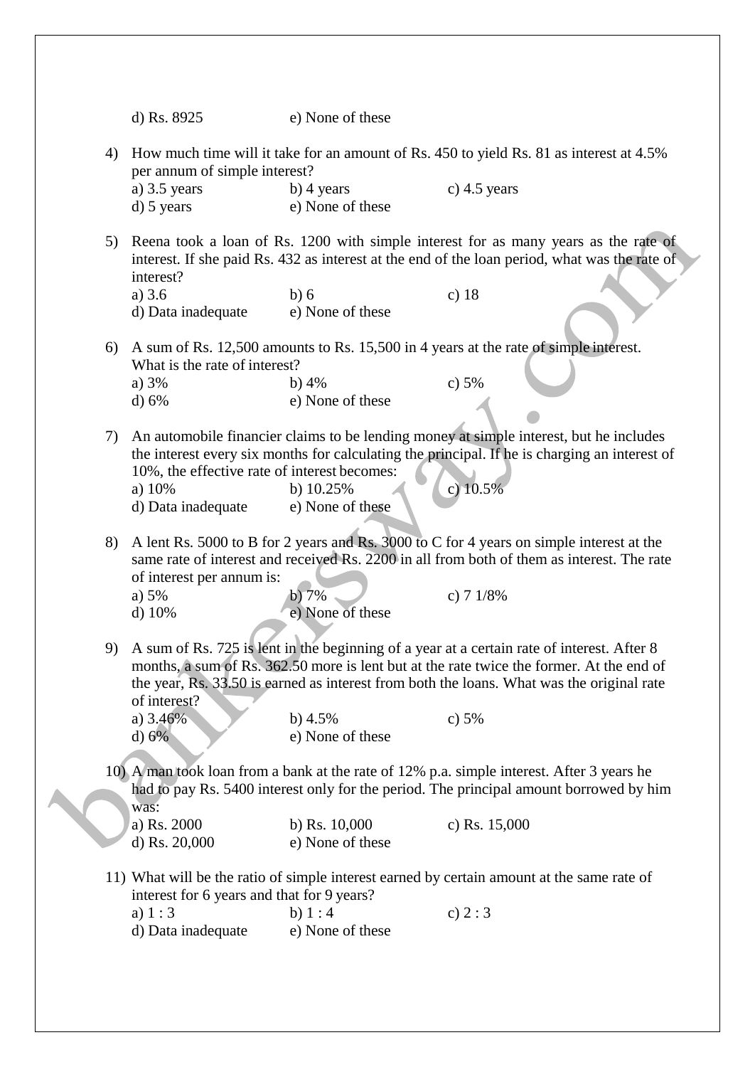d) Rs. 8925 e) None of these

4) How much time will it take for an amount of Rs. 450 to yield Rs. 81 as interest at 4.5% per annum of simple interest?
   a) 3.5 years b) 4 years c) 4.5 years
   d) 5 years e) None of these

5) Reena took a loan of Rs. 1200 with simple interest for as many years as the rate of interest. If she paid Rs. 432 as interest at the end of the loan period, what was the rate of interest?
   a) 3.6 b) 6 c) 18
   d) Data inadequate e) None of these

6) A sum of Rs. 12,500 amounts to Rs. 15,500 in 4 years at the rate of simple interest. What is the rate of interest?
   a) 3% b) 4% c) 5%
   d) 6% e) None of these

7) An automobile financier claims to be lending money at simple interest, but he includes the interest every six months for calculating the principal. If he is charging an interest of 10%, the effective rate of interest becomes:
   a) 10% b) 10.25% c) 10.5%
   d) Data inadequate e) None of these

8) A lent Rs. 5000 to B for 2 years and Rs. 3000 to C for 4 years on simple interest at the same rate of interest and received Rs. 2200 in all from both of them as interest. The rate of interest per annum is:
   a) 5% b) 7% c) 7 1/8%
   d) 10% e) None of these

9) A sum of Rs. 725 is lent in the beginning of a year at a certain rate of interest. After 8 months, a sum of Rs. 362.50 more is lent but at the rate twice the former. At the end of the year, Rs. 33.50 is earned as interest from both the loans. What was the original rate of interest?
   a) 3.46% b) 4.5% c) 5%
   d) 6% e) None of these

10) A man took loan from a bank at the rate of 12% p.a. simple interest. After 3 years he had to pay Rs. 5400 interest only for the period. The principal amount borrowed by him was:
    a) Rs. 2000 b) Rs. 10,000 c) Rs. 15,000
    d) Rs. 20,000 e) None of these

11) What will be the ratio of simple interest earned by certain amount at the same rate of interest for 6 years and that for 9 years?
    a) 1 : 3 b) 1 : 4 c) 2 : 3
    d) Data inadequate e) None of these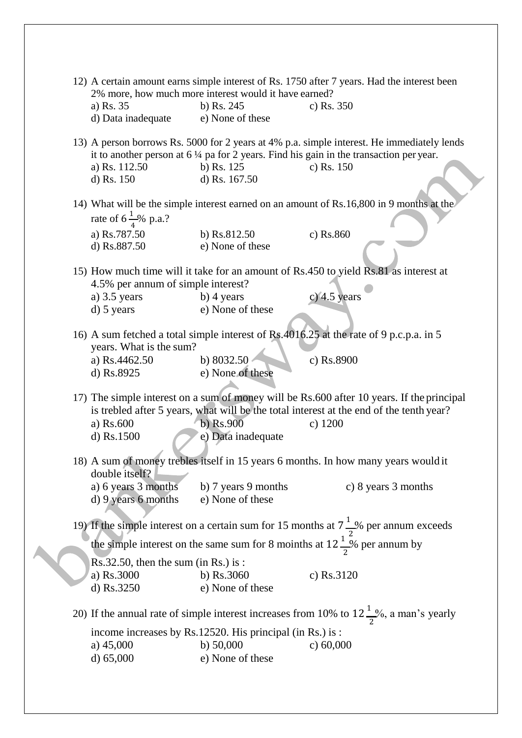12) A certain amount earns simple interest of Rs. 1750 after 7 years. Had the interest been 2% more, how much more interest would it have earned?

a) Rs. 35 b) Rs. 245 c) Rs. 350
d) Data inadequate e) None of these

13) A person borrows Rs. 5000 for 2 years at 4% p.a. simple interest. He immediately lends it to another person at 6 ¼ pa for 2 years. Find his gain in the transaction per year.

a) Rs. 112.50 b) Rs. 125 c) Rs. 150
d) Rs. 150 d) Rs. 167.50

14) What will be the simple interest earned on an amount of Rs.16,800 in 9 months at the rate of $6\frac{1}{4}$% p.a.?

a) Rs.787.50 b) Rs.812.50 c) Rs.860
d) Rs.887.50 e) None of these

15) How much time will it take for an amount of Rs.450 to yield Rs.81 as interest at 4.5% per annum of simple interest?

a) 3.5 years b) 4 years c) 4.5 years
d) 5 years e) None of these

16) A sum fetched a total simple interest of Rs.4016.25 at the rate of 9 p.c.p.a. in 5 years. What is the sum?

a) Rs.4462.50 b) 8032.50 c) Rs.8900
d) Rs.8925 e) None of these

17) The simple interest on a sum of money will be Rs.600 after 10 years. If the principal is trebled after 5 years, what will be the total interest at the end of the tenth year?

a) Rs.600 b) Rs.900 c) 1200
d) Rs.1500 e) Data inadequate

18) A sum of money trebles itself in 15 years 6 months. In how many years would it double itself?

a) 6 years 3 months b) 7 years 9 months c) 8 years 3 months
d) 9 years 6 months e) None of these

19) If the simple interest on a certain sum for 15 months at $7\frac{1}{2}$% per annum exceeds the simple interest on the same sum for 8 moinths at $12\frac{1}{2}$% per annum by Rs.32.50, then the sum (in Rs.) is :

a) Rs.3000 b) Rs.3060 c) Rs.3120
d) Rs.3250 e) None of these

20) If the annual rate of simple interest increases from 10% to $12\frac{1}{2}$%, a man's yearly income increases by Rs.12520. His principal (in Rs.) is :

a) 45,000 b) 50,000 c) 60,000
d) 65,000 e) None of these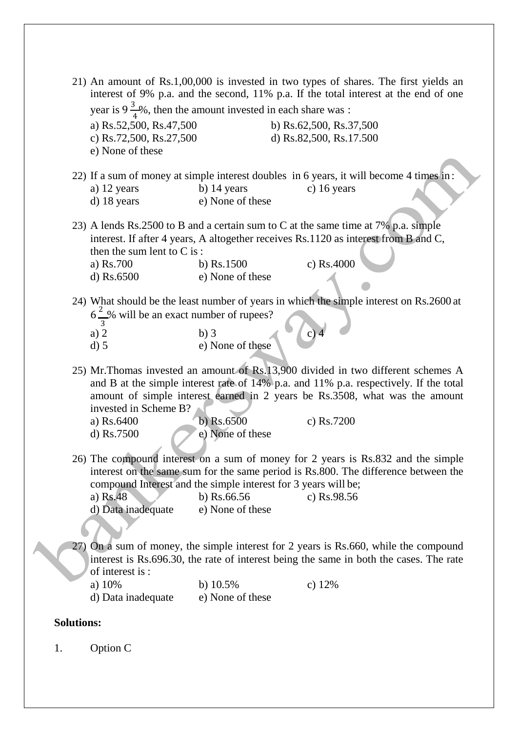21) An amount of Rs.1,00,000 is invested in two types of shares. The first yields an interest of 9% p.a. and the second, 11% p.a. If the total interest at the end of one year is $9\frac{3}{4}$%, then the amount invested in each share was :

a) Rs.52,500, Rs.47,500
b) Rs.62,500, Rs.37,500
c) Rs.72,500, Rs.27,500
d) Rs.82,500, Rs.17.500
e) None of these

22) If a sum of money at simple interest doubles in 6 years, it will become 4 times in :

a) 12 years
b) 14 years
c) 16 years
d) 18 years
e) None of these

23) A lends Rs.2500 to B and a certain sum to C at the same time at 7% p.a. simple interest. If after 4 years, A altogether receives Rs.1120 as interest from B and C, then the sum lent to C is :

a) Rs.700
b) Rs.1500
c) Rs.4000
d) Rs.6500
e) None of these

24) What should be the least number of years in which the simple interest on Rs.2600 at $6\frac{2}{3}$% will be an exact number of rupees?

a) 2
b) 3
c) 4
d) 5
e) None of these

25) Mr.Thomas invested an amount of Rs.13,900 divided in two different schemes A and B at the simple interest rate of 14% p.a. and 11% p.a. respectively. If the total amount of simple interest earned in 2 years be Rs.3508, what was the amount invested in Scheme B?

a) Rs.6400
b) Rs.6500
c) Rs.7200
d) Rs.7500
e) None of these

26) The compound interest on a sum of money for 2 years is Rs.832 and the simple interest on the same sum for the same period is Rs.800. The difference between the compound Interest and the simple interest for 3 years will be;

a) Rs.48
b) Rs.66.56
c) Rs.98.56
d) Data inadequate
e) None of these

27) On a sum of money, the simple interest for 2 years is Rs.660, while the compound interest is Rs.696.30, the rate of interest being the same in both the cases. The rate of interest is :

a) 10%
b) 10.5%
c) 12%
d) Data inadequate
e) None of these

**Solutions:**

1. Option C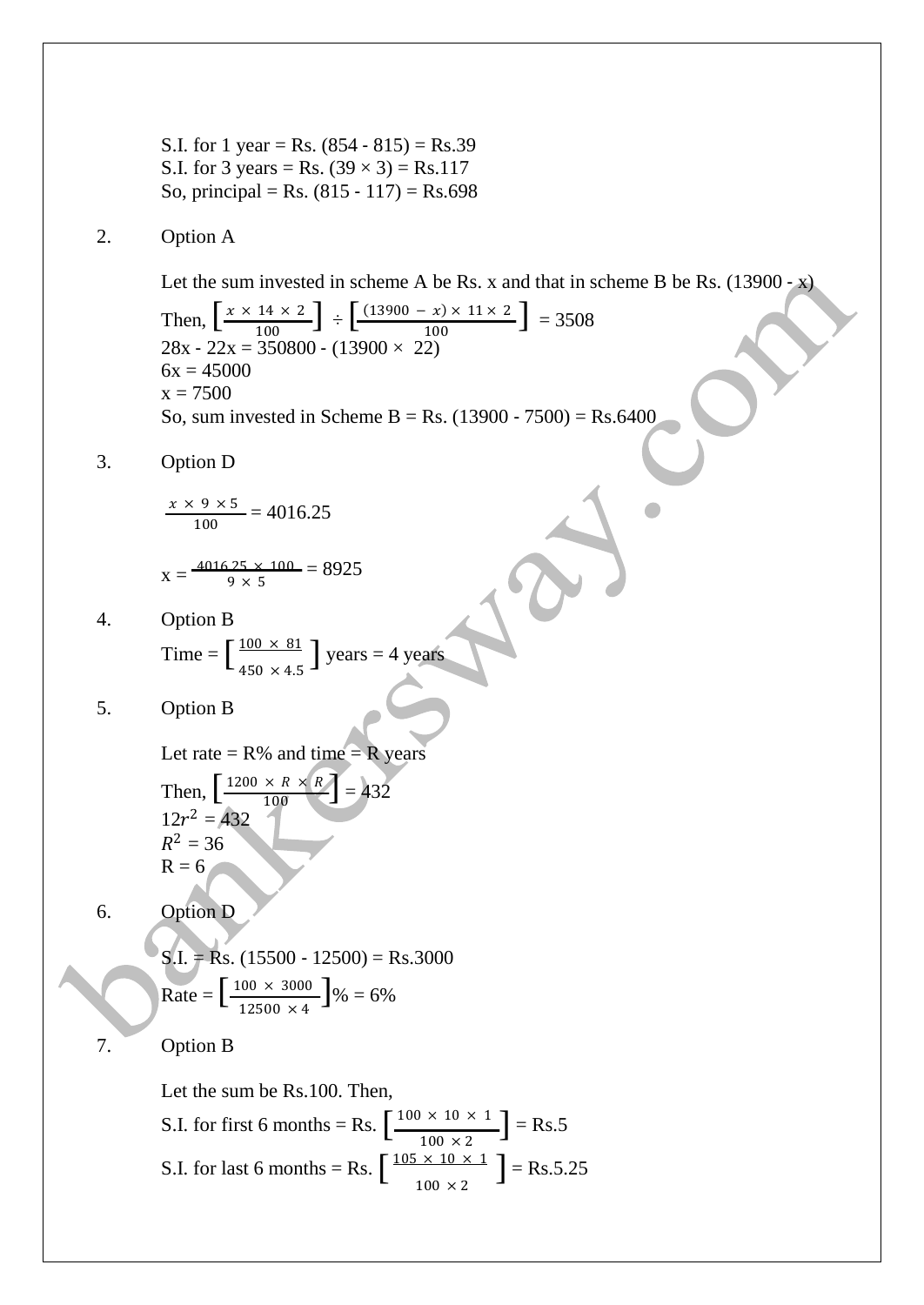S.I. for 1 year = Rs. (854 - 815) = Rs.39
S.I. for 3 years = Rs. (39 × 3) = Rs.117
So, principal = Rs. (815 - 117) = Rs.698

2. Option A

Let the sum invested in scheme A be Rs. x and that in scheme B be Rs. (13900 - x)

Then, $\left[\frac{x \times 14 \times 2}{100}\right] \div \left[\frac{(13900 - x) \times 11 \times 2}{100}\right]$ = 3508

28x - 22x = 350800 - (13900 × 22)

6x = 45000

x = 7500

So, sum invested in Scheme B = Rs. (13900 - 7500) = Rs.6400

3. Option D

$\frac{x \times 9 \times 5}{100}$ = 4016.25

x = $\frac{4016.25 \times 100}{9 \times 5}$ = 8925

4. Option B

Time = $\left[\frac{100 \times 81}{450 \times 4.5}\right]$ years = 4 years

5. Option B

Let rate = R% and time = R years

Then, $\left[\frac{1200 \times R \times R}{100}\right]$ = 432

$12r^2$ = 432

$R^2$ = 36

R = 6

6. Option D

S.I. = Rs. (15500 - 12500) = Rs.3000

Rate = $\left[\frac{100 \times 3000}{12500 \times 4}\right]$% = 6%

7. Option B

Let the sum be Rs.100. Then,

S.I. for first 6 months = Rs. $\left[\frac{100 \times 10 \times 1}{100 \times 2}\right]$ = Rs.5

S.I. for last 6 months = Rs. $\left[\frac{105 \times 10 \times 1}{100 \times 2}\right]$ = Rs.5.25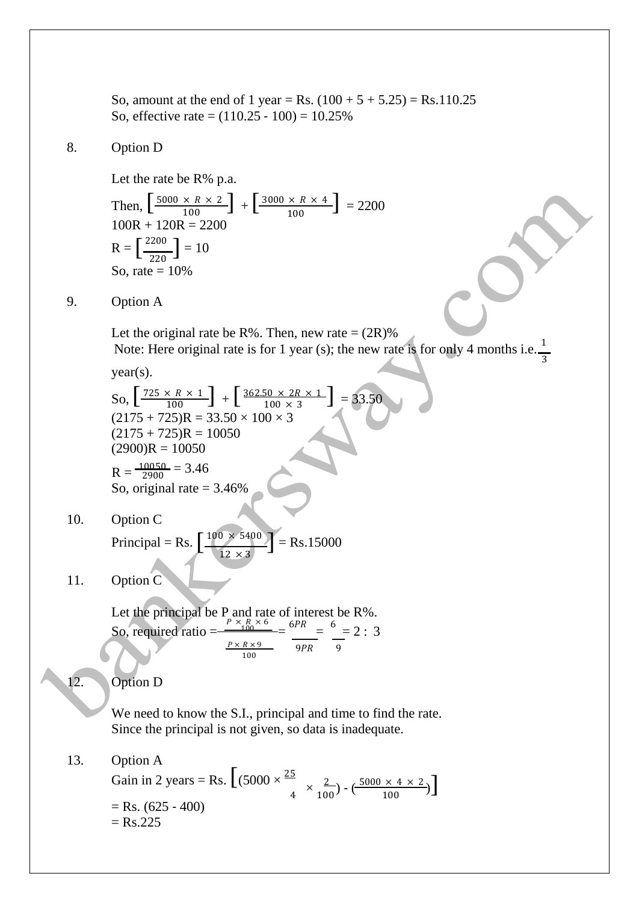So, amount at the end of 1 year = Rs. (100 + 5 + 5.25) = Rs.110.25
So, effective rate = (110.25 - 100) = 10.25%

8. Option D

Let the rate be R% p.a.

Then, $\left[\frac{5000 \times R \times 2}{100}\right] + \left[\frac{3000 \times R \times 4}{100}\right] = 2200$

100R + 120R = 2200

$R = \left[\frac{2200}{220}\right] = 10$

So, rate = 10%

9. Option A

Let the original rate be R%. Then, new rate = (2R)%

Note: Here original rate is for 1 year (s); the new rate is for only 4 months i.e. $\frac{1}{3}$ year(s).

So, $\left[\frac{725 \times R \times 1}{100}\right] + \left[\frac{362.50 \times 2R \times 1}{100 \times 3}\right] = 33.50$

(2175 + 725)R = 33.50 × 100 × 3

(2175 + 725)R = 10050

(2900)R = 10050

$R = \frac{10050}{2900} = 3.46$

So, original rate = 3.46%

10. Option C

Principal = Rs. $\left[\frac{100 \times 5400}{12 \times 3}\right]$ = Rs.15000

11. Option C

Let the principal be P and rate of interest be R%.

So, required ratio = $\frac{\frac{P \times R \times 6}{100}}{\frac{P \times R \times 9}{100}} = \frac{6PR}{9PR} = \frac{6}{9} = 2:3$

12. Option D

We need to know the S.I., principal and time to find the rate.
Since the principal is not given, so data is inadequate.

13. Option A

Gain in 2 years = Rs. $\left[(5000 \times \frac{25}{4} \times \frac{2}{100}) - (\frac{5000 \times 4 \times 2}{100})\right]$

= Rs. (625 - 400)

= Rs.225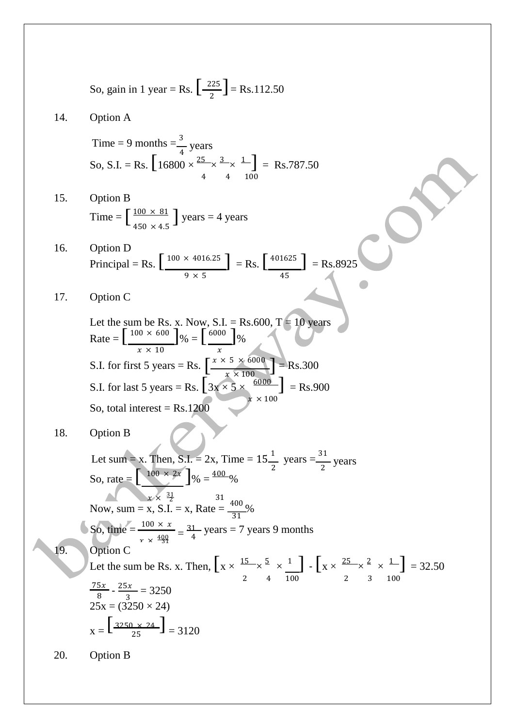So, gain in 1 year = Rs. $\left[\frac{225}{2}\right]$ = Rs.112.50

14. Option A

Time = 9 months = $\frac{3}{4}$ years

So, S.I. = Rs. $\left[16800 \times \frac{25}{4} \times \frac{3}{4} \times \frac{1}{100}\right]$ = Rs.787.50

15. Option B

Time = $\left[\frac{100 \times 81}{450 \times 4.5}\right]$ years = 4 years

16. Option D

Principal = Rs. $\left[\frac{100 \times 4016.25}{9 \times 5}\right]$ = Rs. $\left[\frac{401625}{45}\right]$ = Rs.8925

17. Option C

Let the sum be Rs. x. Now, S.I. = Rs.600, T = 10 years

Rate = $\left[\frac{100 \times 600}{x \times 10}\right]\%$ = $\left[\frac{6000}{x}\right]\%$

S.I. for first 5 years = Rs. $\left[\frac{x \times 5 \times 6000}{x \times 100}\right]$ = Rs.300

S.I. for last 5 years = Rs. $\left[3x \times 5 \times \frac{6000}{x \times 100}\right]$ = Rs.900

So, total interest = Rs.1200

18. Option B

Let sum = x. Then, S.I. = 2x, Time = $15\frac{1}{2}$ years = $\frac{31}{2}$ years

So, rate = $\left[\frac{100 \times 2x}{x \times \frac{31}{2}}\right]\%$ = $\frac{400}{31}\%$

Now, sum = x, S.I. = x, Rate = $\frac{400}{31}\%$

So, time = $\frac{100 \times x}{x \times \frac{400}{31}}$ = $\frac{31}{4}$ years = 7 years 9 months

19. Option C

Let the sum be Rs. x. Then, $\left[x \times \frac{15}{2} \times \frac{5}{4} \times \frac{1}{100}\right]$ - $\left[x \times \frac{25}{2} \times \frac{2}{3} \times \frac{1}{100}\right]$ = 32.50

$\frac{75x}{8}$ - $\frac{25x}{3}$ = 3250

25x = (3250 × 24)

x = $\left[\frac{3250 \times 24}{25}\right]$ = 3120

20. Option B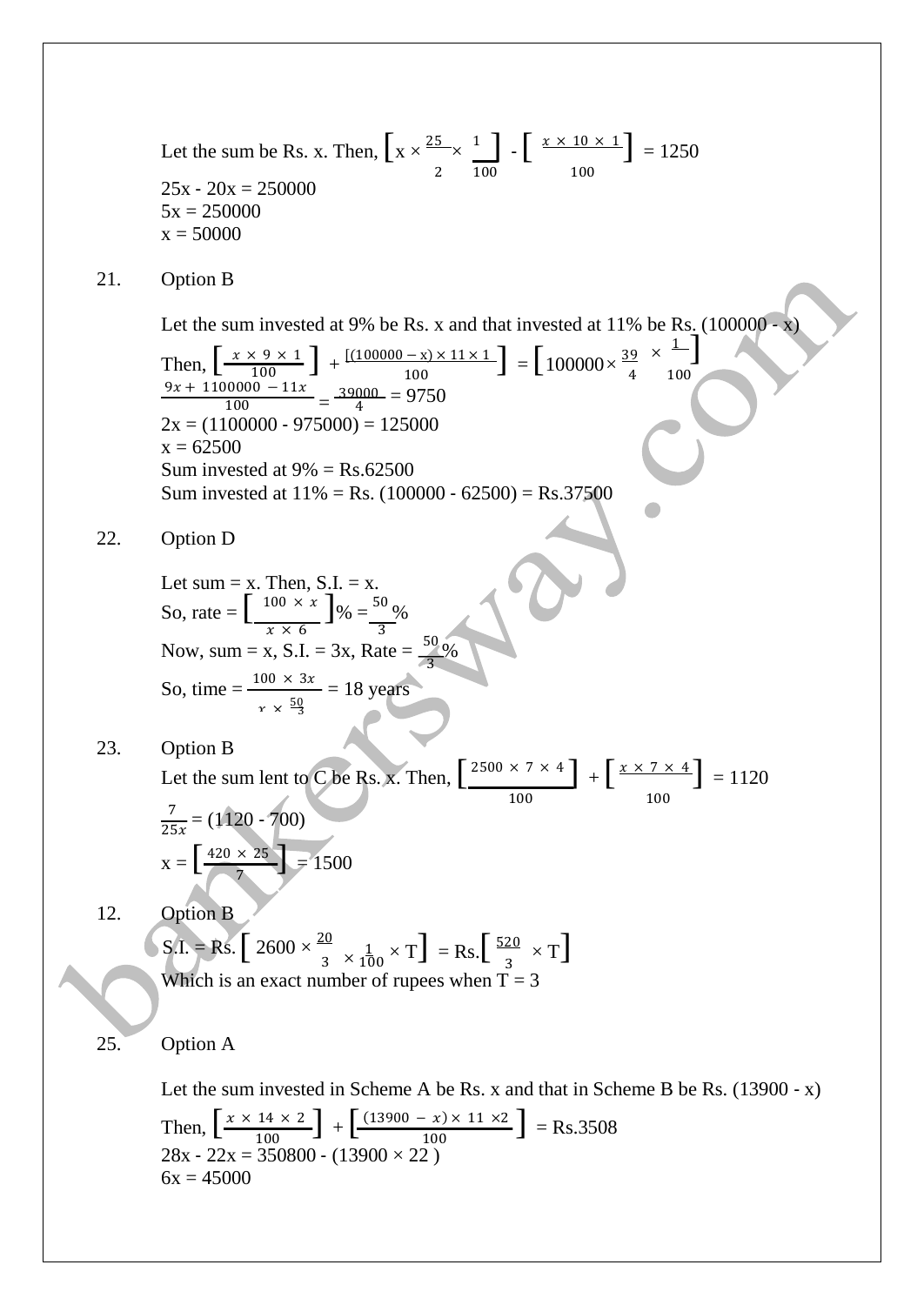Let the sum be Rs. x. Then, $\left[x \times \frac{25}{2} \times \frac{1}{100}\right] - \left[\frac{x \times 10 \times 1}{100}\right] = 1250$

25x - 20x = 250000

5x = 250000

x = 50000

21. Option B

Let the sum invested at 9% be Rs. x and that invested at 11% be Rs. (100000 - x)

Then, $\left[\frac{x \times 9 \times 1}{100}\right] + \left[\frac{(100000 - x) \times 11 \times 1}{100}\right] = \left[100000 \times \frac{39}{4} \times \frac{1}{100}\right]$

$\frac{9x + 1100000 - 11x}{100} = \frac{39000}{4} = 9750$

2x = (1100000 - 975000) = 125000

x = 62500

Sum invested at 9% = Rs.62500

Sum invested at 11% = Rs. (100000 - 62500) = Rs.37500

22. Option D

Let sum = x. Then, S.I. = x.

So, rate = $\left[\frac{100 \times x}{x \times 6}\right]\% = \frac{50}{3}\%$

Now, sum = x, S.I. = 3x, Rate = $\frac{50}{3}\%$

So, time = $\frac{100 \times 3x}{x \times \frac{50}{3}}$ = 18 years

23. Option B

Let the sum lent to C be Rs. x. Then, $\left[\frac{2500 \times 7 \times 4}{100}\right] + \left[\frac{x \times 7 \times 4}{100}\right] = 1120$

$\frac{7}{25x} = (1120 - 700)$

$x = \left[\frac{420 \times 25}{7}\right] = 1500$

12. Option B

S.I. = Rs. $\left[2600 \times \frac{20}{3} \times \frac{1}{100} \times T\right]$ = Rs.$\left[\frac{520}{3} \times T\right]$

Which is an exact number of rupees when T = 3

25. Option A

Let the sum invested in Scheme A be Rs. x and that in Scheme B be Rs. (13900 - x)

Then, $\left[\frac{x \times 14 \times 2}{100}\right] + \left[\frac{(13900 - x) \times 11 \times 2}{100}\right]$ = Rs.3508

28x - 22x = 350800 - (13900 × 22 )

6x = 45000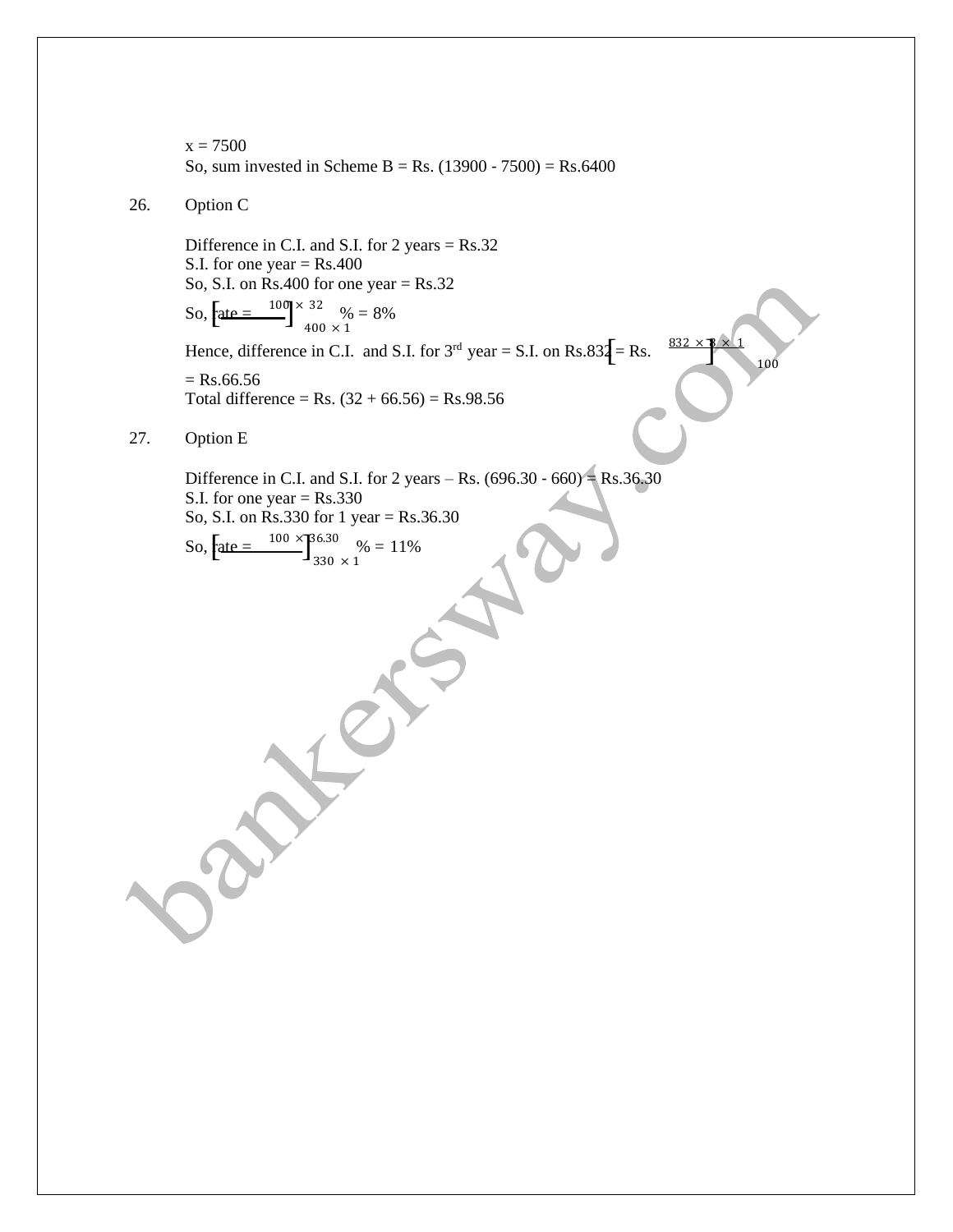x = 7500
So, sum invested in Scheme B = Rs. (13900 - 7500) = Rs.6400

26. Option C

Difference in C.I. and S.I. for 2 years = Rs.32
S.I. for one year = Rs.400
So, S.I. on Rs.400 for one year = Rs.32

So, rate = $\left[\frac{100 \times 32}{400 \times 1}\right]\%$ = 8%

Hence, difference in C.I. and S.I. for 3rd year = S.I. on Rs.832 = Rs. $\left[\frac{832 \times 8 \times 1}{100}\right]$

= Rs.66.56
Total difference = Rs. (32 + 66.56) = Rs.98.56

27. Option E

Difference in C.I. and S.I. for 2 years – Rs. (696.30 - 660) = Rs.36.30
S.I. for one year = Rs.330
So, S.I. on Rs.330 for 1 year = Rs.36.30

So, rate = $\left[\frac{100 \times 36.30}{330 \times 1}\right]\%$ = 11%